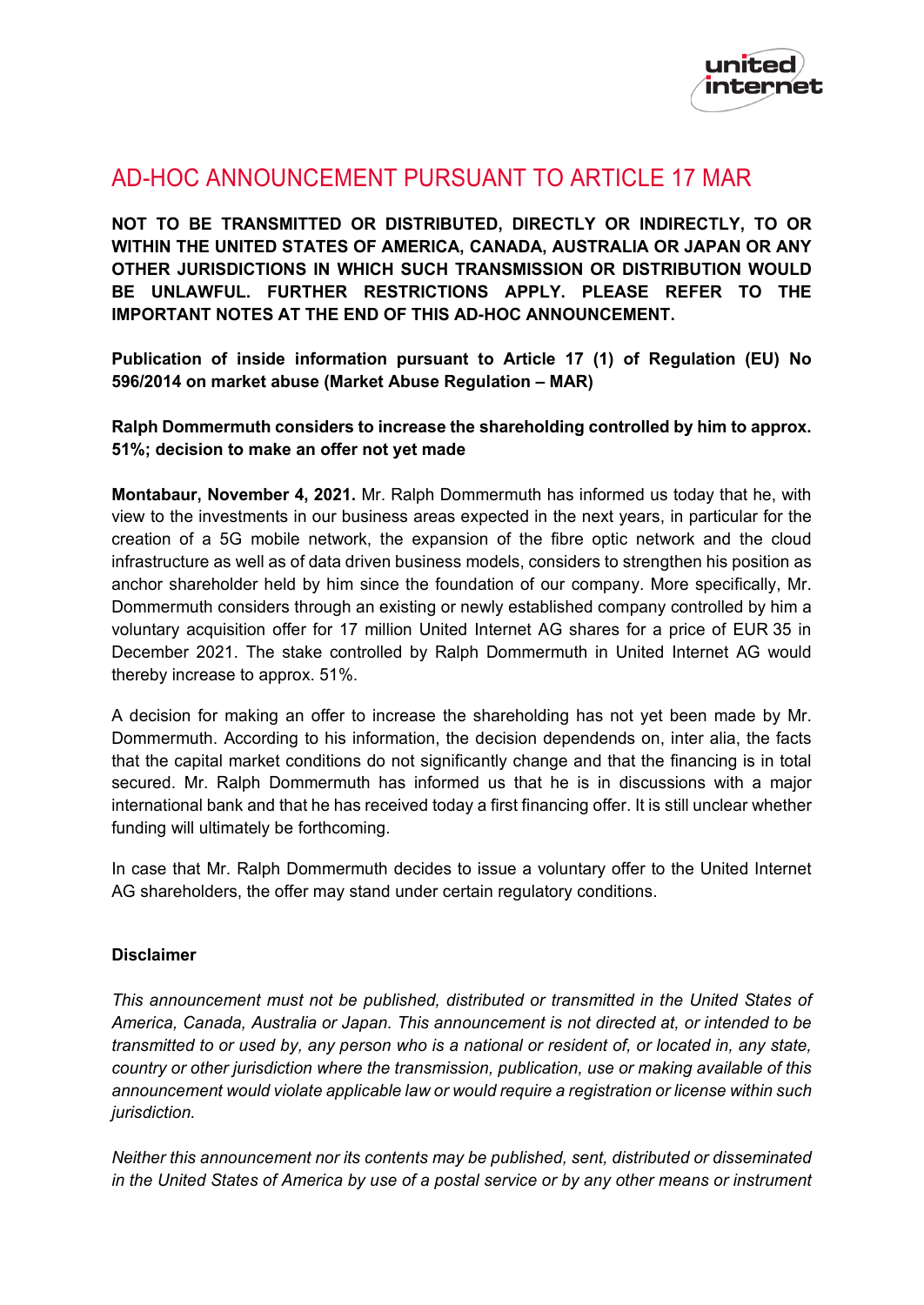# AD-HOC ANNOUNCEMENT PURSUANT TO ARTICLE 17 MAR

**NOT TO BE TRANSMITTED OR DISTRIBUTED, DIRECTLY OR INDIRECTLY, TO OR WITHIN THE UNITED STATES OF AMERICA, CANADA, AUSTRALIA OR JAPAN OR ANY OTHER JURISDICTIONS IN WHICH SUCH TRANSMISSION OR DISTRIBUTION WOULD BE UNLAWFUL. FURTHER RESTRICTIONS APPLY. PLEASE REFER TO THE IMPORTANT NOTES AT THE END OF THIS AD-HOC ANNOUNCEMENT.**

**Publication of inside information pursuant to Article 17 (1) of Regulation (EU) No 596/2014 on market abuse (Market Abuse Regulation – MAR)**

**Ralph Dommermuth considers to increase the shareholding controlled by him to approx. 51%; decision to make an offer not yet made**

**Montabaur, November 4, 2021.** Mr. Ralph Dommermuth has informed us today that he, with view to the investments in our business areas expected in the next years, in particular for the creation of a 5G mobile network, the expansion of the fibre optic network and the cloud infrastructure as well as of data driven business models, considers to strengthen his position as anchor shareholder held by him since the foundation of our company. More specifically, Mr. Dommermuth considers through an existing or newly established company controlled by him a voluntary acquisition offer for 17 million United Internet AG shares for a price of EUR 35 in December 2021. The stake controlled by Ralph Dommermuth in United Internet AG would thereby increase to approx. 51%.

A decision for making an offer to increase the shareholding has not yet been made by Mr. Dommermuth. According to his information, the decision dependends on, inter alia, the facts that the capital market conditions do not significantly change and that the financing is in total secured. Mr. Ralph Dommermuth has informed us that he is in discussions with a major international bank and that he has received today a first financing offer. It is still unclear whether funding will ultimately be forthcoming.

In case that Mr. Ralph Dommermuth decides to issue a voluntary offer to the United Internet AG shareholders, the offer may stand under certain regulatory conditions.

**Disclaimer**

*This announcement must not be published, distributed or transmitted in the United States of America, Canada, Australia or Japan. This announcement is not directed at, or intended to be transmitted to or used by, any person who is a national or resident of, or located in, any state, country or other jurisdiction where the transmission, publication, use or making available of this announcement would violate applicable law or would require a registration or license within such jurisdiction.*

*Neither this announcement nor its contents may be published, sent, distributed or disseminated in the United States of America by use of a postal service or by any other means or instrument*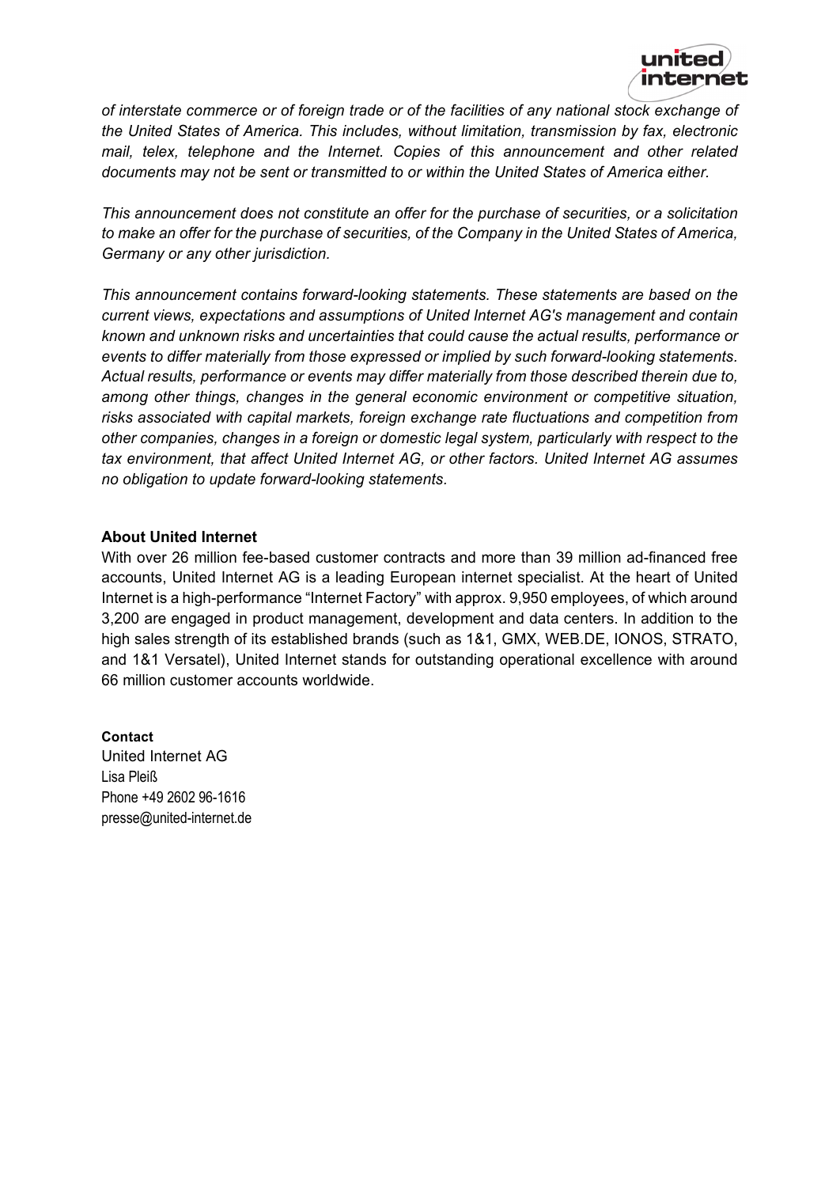*of interstate commerce or of foreign trade or of the facilities of any national stock exchange of the United States of America. This includes, without limitation, transmission by fax, electronic mail, telex, telephone and the Internet. Copies of this announcement and other related documents may not be sent or transmitted to or within the United States of America either.*

*This announcement does not constitute an offer for the purchase of securities, or a solicitation to make an offer for the purchase of securities, of the Company in the United States of America, Germany or any other jurisdiction.*

*This announcement contains forward-looking statements. These statements are based on the current views, expectations and assumptions of United Internet AG's management and contain known and unknown risks and uncertainties that could cause the actual results, performance or events to differ materially from those expressed or implied by such forward-looking statements. Actual results, performance or events may differ materially from those described therein due to, among other things, changes in the general economic environment or competitive situation, risks associated with capital markets, foreign exchange rate fluctuations and competition from other companies, changes in a foreign or domestic legal system, particularly with respect to the tax environment, that affect United Internet AG, or other factors. United Internet AG assumes no obligation to update forward-looking statements.*

**About United Internet**

With over 26 million fee-based customer contracts and more than 39 million ad-financed free accounts, United Internet AG is a leading European internet specialist. At the heart of United Internet is a high-performance "Internet Factory" with approx. 9,950 employees, of which around 3,200 are engaged in product management, development and data centers. In addition to the high sales strength of its established brands (such as 1&1, GMX, WEB.DE, IONOS, STRATO, and 1&1 Versatel), United Internet stands for outstanding operational excellence with around 66 million customer accounts worldwide.

**Contact**

United Internet AG
Lisa Pleiß
Phone +49 2602 96-1616
presse@united-internet.de